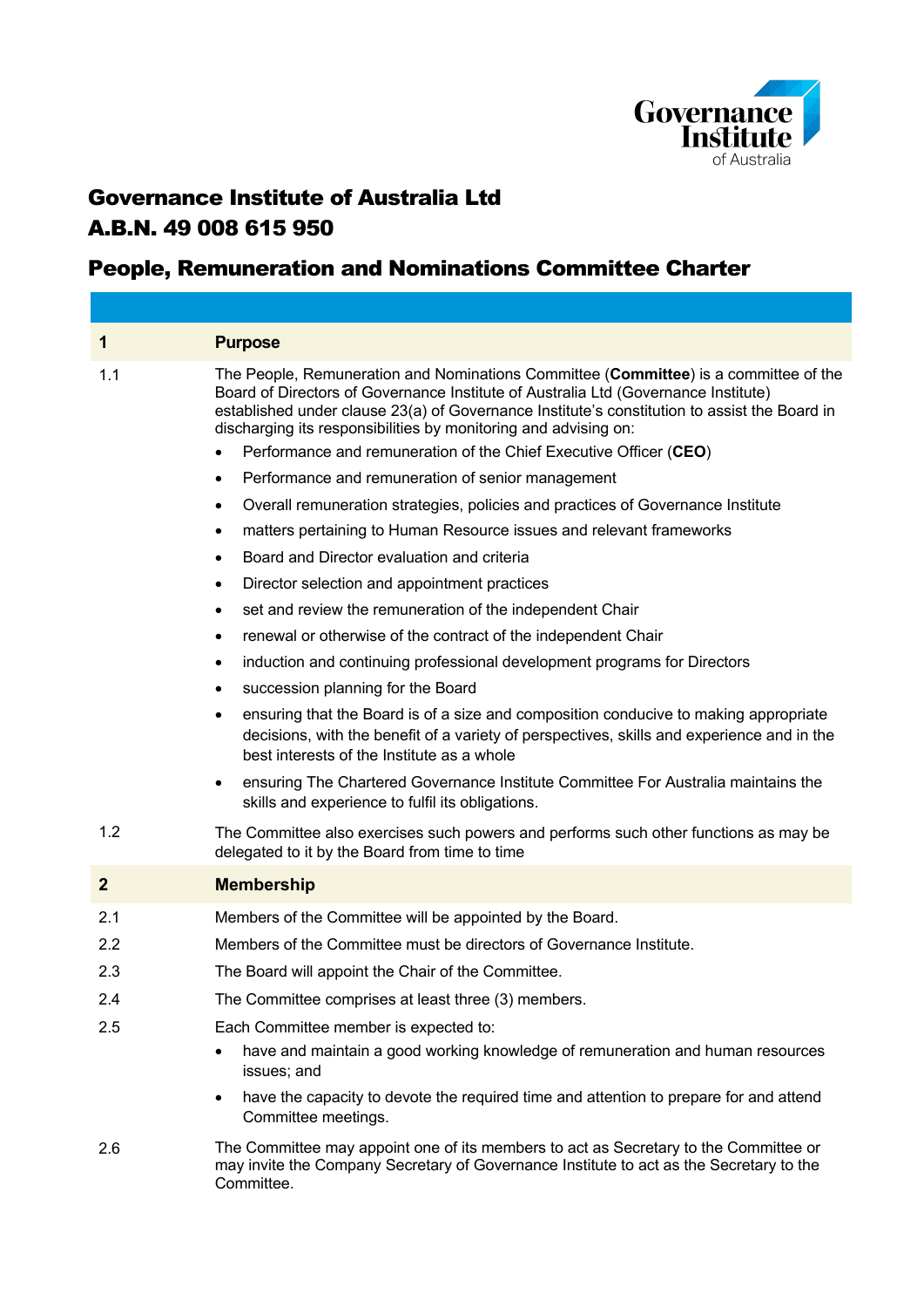# Governance Institute of Australia Ltd
# A.B.N. 49 008 615 950

## People, Remuneration and Nominations Committee Charter

### 1 Purpose

1.1 The People, Remuneration and Nominations Committee (**Committee**) is a committee of the Board of Directors of Governance Institute of Australia Ltd (Governance Institute) established under clause 23(a) of Governance Institute's constitution to assist the Board in discharging its responsibilities by monitoring and advising on:

- Performance and remuneration of the Chief Executive Officer (**CEO**)
- Performance and remuneration of senior management
- Overall remuneration strategies, policies and practices of Governance Institute
- matters pertaining to Human Resource issues and relevant frameworks
- Board and Director evaluation and criteria
- Director selection and appointment practices
- set and review the remuneration of the independent Chair
- renewal or otherwise of the contract of the independent Chair
- induction and continuing professional development programs for Directors
- succession planning for the Board
- ensuring that the Board is of a size and composition conducive to making appropriate decisions, with the benefit of a variety of perspectives, skills and experience and in the best interests of the Institute as a whole
- ensuring The Chartered Governance Institute Committee For Australia maintains the skills and experience to fulfil its obligations.

1.2 The Committee also exercises such powers and performs such other functions as may be delegated to it by the Board from time to time

### 2 Membership

2.1 Members of the Committee will be appointed by the Board.

2.2 Members of the Committee must be directors of Governance Institute.

2.3 The Board will appoint the Chair of the Committee.

2.4 The Committee comprises at least three (3) members.

2.5 Each Committee member is expected to:

- have and maintain a good working knowledge of remuneration and human resources issues; and
- have the capacity to devote the required time and attention to prepare for and attend Committee meetings.

2.6 The Committee may appoint one of its members to act as Secretary to the Committee or may invite the Company Secretary of Governance Institute to act as the Secretary to the Committee.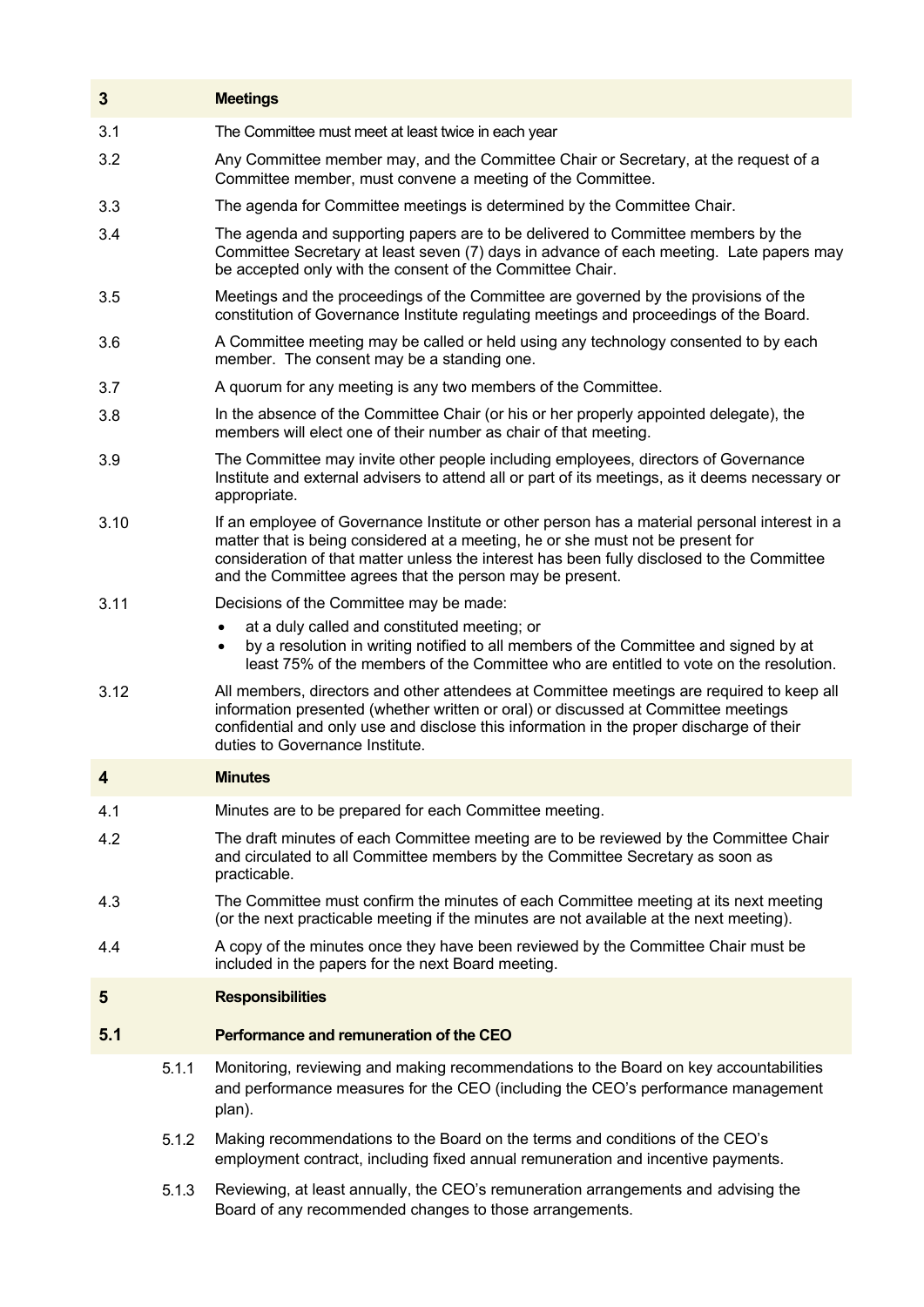## 3 Meetings

3.1 The Committee must meet at least twice in each year

3.2 Any Committee member may, and the Committee Chair or Secretary, at the request of a Committee member, must convene a meeting of the Committee.

3.3 The agenda for Committee meetings is determined by the Committee Chair.

3.4 The agenda and supporting papers are to be delivered to Committee members by the Committee Secretary at least seven (7) days in advance of each meeting. Late papers may be accepted only with the consent of the Committee Chair.

3.5 Meetings and the proceedings of the Committee are governed by the provisions of the constitution of Governance Institute regulating meetings and proceedings of the Board.

3.6 A Committee meeting may be called or held using any technology consented to by each member. The consent may be a standing one.

3.7 A quorum for any meeting is any two members of the Committee.

3.8 In the absence of the Committee Chair (or his or her properly appointed delegate), the members will elect one of their number as chair of that meeting.

3.9 The Committee may invite other people including employees, directors of Governance Institute and external advisers to attend all or part of its meetings, as it deems necessary or appropriate.

3.10 If an employee of Governance Institute or other person has a material personal interest in a matter that is being considered at a meeting, he or she must not be present for consideration of that matter unless the interest has been fully disclosed to the Committee and the Committee agrees that the person may be present.

3.11 Decisions of the Committee may be made:

- at a duly called and constituted meeting; or
- by a resolution in writing notified to all members of the Committee and signed by at least 75% of the members of the Committee who are entitled to vote on the resolution.

3.12 All members, directors and other attendees at Committee meetings are required to keep all information presented (whether written or oral) or discussed at Committee meetings confidential and only use and disclose this information in the proper discharge of their duties to Governance Institute.

## 4 Minutes

4.1 Minutes are to be prepared for each Committee meeting.

4.2 The draft minutes of each Committee meeting are to be reviewed by the Committee Chair and circulated to all Committee members by the Committee Secretary as soon as practicable.

4.3 The Committee must confirm the minutes of each Committee meeting at its next meeting (or the next practicable meeting if the minutes are not available at the next meeting).

4.4 A copy of the minutes once they have been reviewed by the Committee Chair must be included in the papers for the next Board meeting.

## 5 Responsibilities

### 5.1 Performance and remuneration of the CEO

5.1.1 Monitoring, reviewing and making recommendations to the Board on key accountabilities and performance measures for the CEO (including the CEO's performance management plan).

5.1.2 Making recommendations to the Board on the terms and conditions of the CEO's employment contract, including fixed annual remuneration and incentive payments.

5.1.3 Reviewing, at least annually, the CEO's remuneration arrangements and advising the Board of any recommended changes to those arrangements.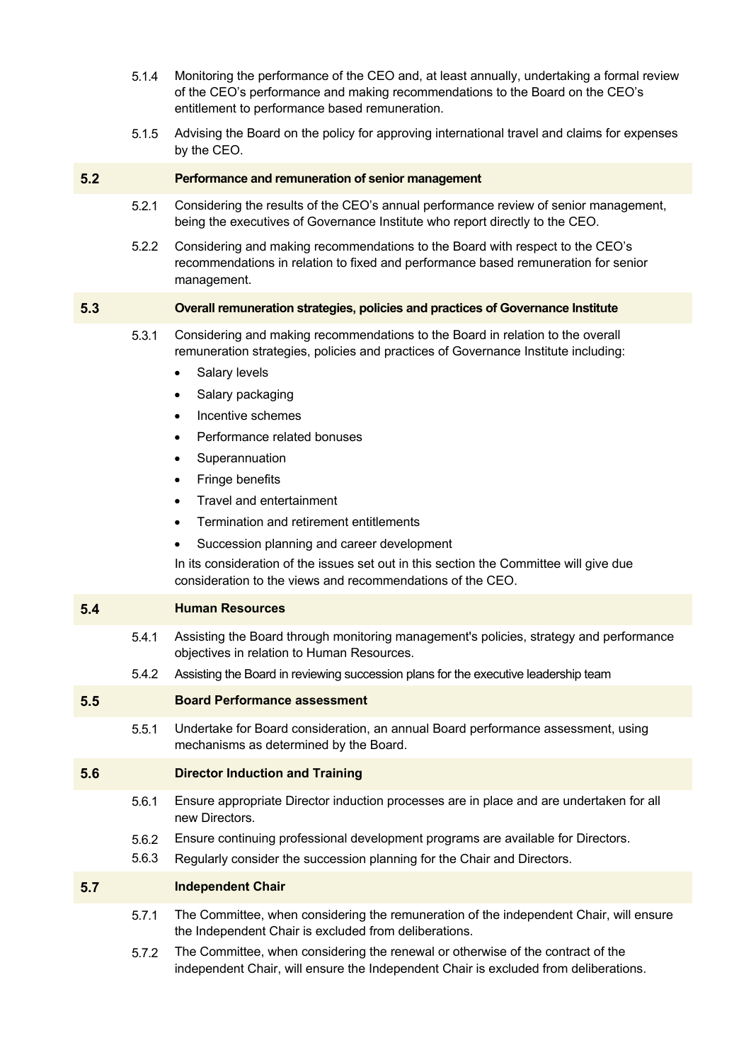5.1.4 Monitoring the performance of the CEO and, at least annually, undertaking a formal review of the CEO's performance and making recommendations to the Board on the CEO's entitlement to performance based remuneration.

5.1.5 Advising the Board on the policy for approving international travel and claims for expenses by the CEO.

## 5.2 Performance and remuneration of senior management

5.2.1 Considering the results of the CEO's annual performance review of senior management, being the executives of Governance Institute who report directly to the CEO.

5.2.2 Considering and making recommendations to the Board with respect to the CEO's recommendations in relation to fixed and performance based remuneration for senior management.

## 5.3 Overall remuneration strategies, policies and practices of Governance Institute

5.3.1 Considering and making recommendations to the Board in relation to the overall remuneration strategies, policies and practices of Governance Institute including:

- Salary levels
- Salary packaging
- Incentive schemes
- Performance related bonuses
- Superannuation
- Fringe benefits
- Travel and entertainment
- Termination and retirement entitlements
- Succession planning and career development

In its consideration of the issues set out in this section the Committee will give due consideration to the views and recommendations of the CEO.

## 5.4 Human Resources

5.4.1 Assisting the Board through monitoring management's policies, strategy and performance objectives in relation to Human Resources.

5.4.2 Assisting the Board in reviewing succession plans for the executive leadership team

## 5.5 Board Performance assessment

5.5.1 Undertake for Board consideration, an annual Board performance assessment, using mechanisms as determined by the Board.

## 5.6 Director Induction and Training

5.6.1 Ensure appropriate Director induction processes are in place and are undertaken for all new Directors.

5.6.2 Ensure continuing professional development programs are available for Directors.

5.6.3 Regularly consider the succession planning for the Chair and Directors.

## 5.7 Independent Chair

5.7.1 The Committee, when considering the remuneration of the independent Chair, will ensure the Independent Chair is excluded from deliberations.

5.7.2 The Committee, when considering the renewal or otherwise of the contract of the independent Chair, will ensure the Independent Chair is excluded from deliberations.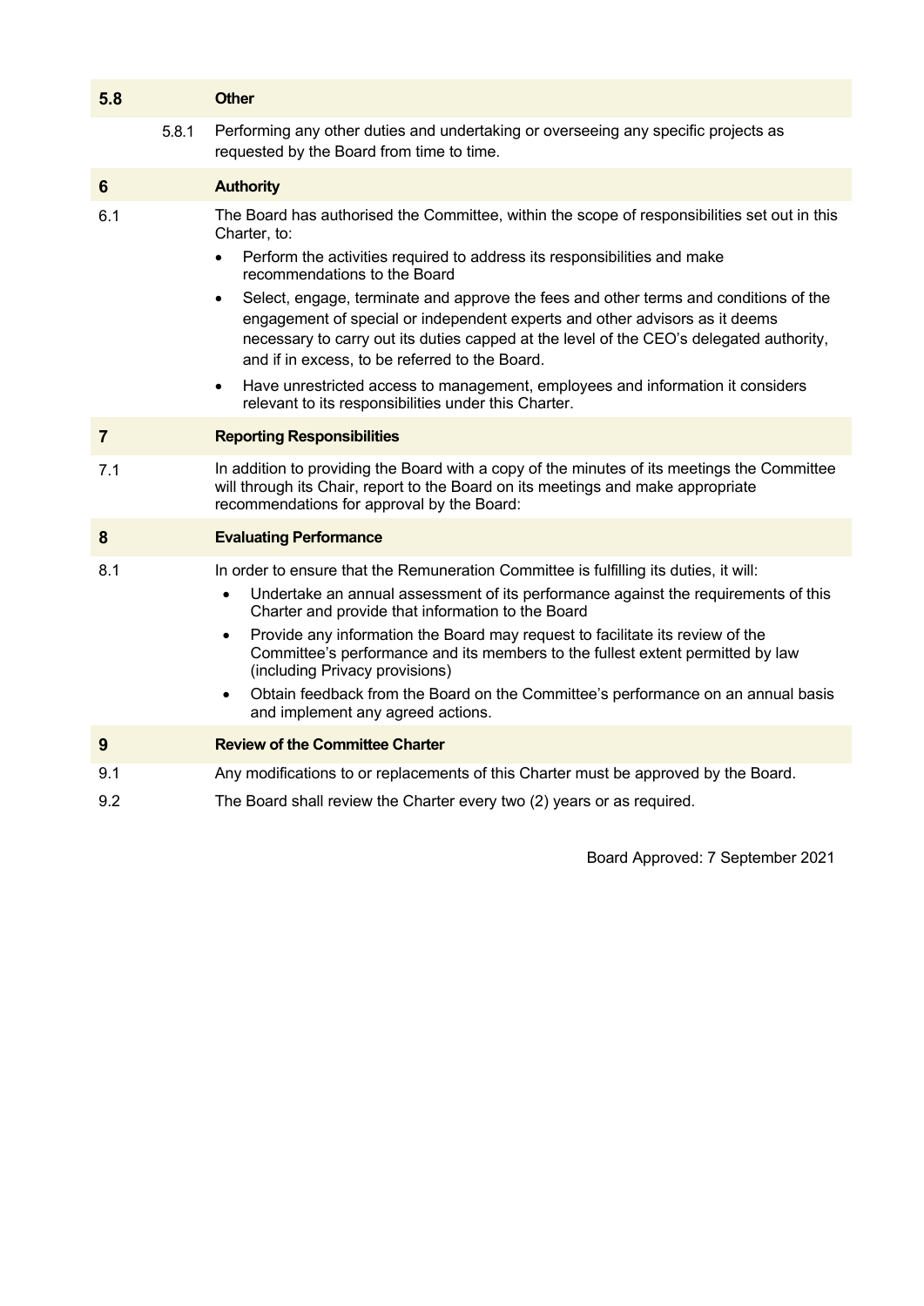## 5.8 Other

5.8.1 Performing any other duties and undertaking or overseeing any specific projects as requested by the Board from time to time.

## 6 Authority

6.1 The Board has authorised the Committee, within the scope of responsibilities set out in this Charter, to:

- Perform the activities required to address its responsibilities and make recommendations to the Board
- Select, engage, terminate and approve the fees and other terms and conditions of the engagement of special or independent experts and other advisors as it deems necessary to carry out its duties capped at the level of the CEO's delegated authority, and if in excess, to be referred to the Board.
- Have unrestricted access to management, employees and information it considers relevant to its responsibilities under this Charter.

## 7 Reporting Responsibilities

7.1 In addition to providing the Board with a copy of the minutes of its meetings the Committee will through its Chair, report to the Board on its meetings and make appropriate recommendations for approval by the Board:

## 8 Evaluating Performance

8.1 In order to ensure that the Remuneration Committee is fulfilling its duties, it will:

- Undertake an annual assessment of its performance against the requirements of this Charter and provide that information to the Board
- Provide any information the Board may request to facilitate its review of the Committee's performance and its members to the fullest extent permitted by law (including Privacy provisions)
- Obtain feedback from the Board on the Committee's performance on an annual basis and implement any agreed actions.

## 9 Review of the Committee Charter

9.1 Any modifications to or replacements of this Charter must be approved by the Board.

9.2 The Board shall review the Charter every two (2) years or as required.

Board Approved: 7 September 2021